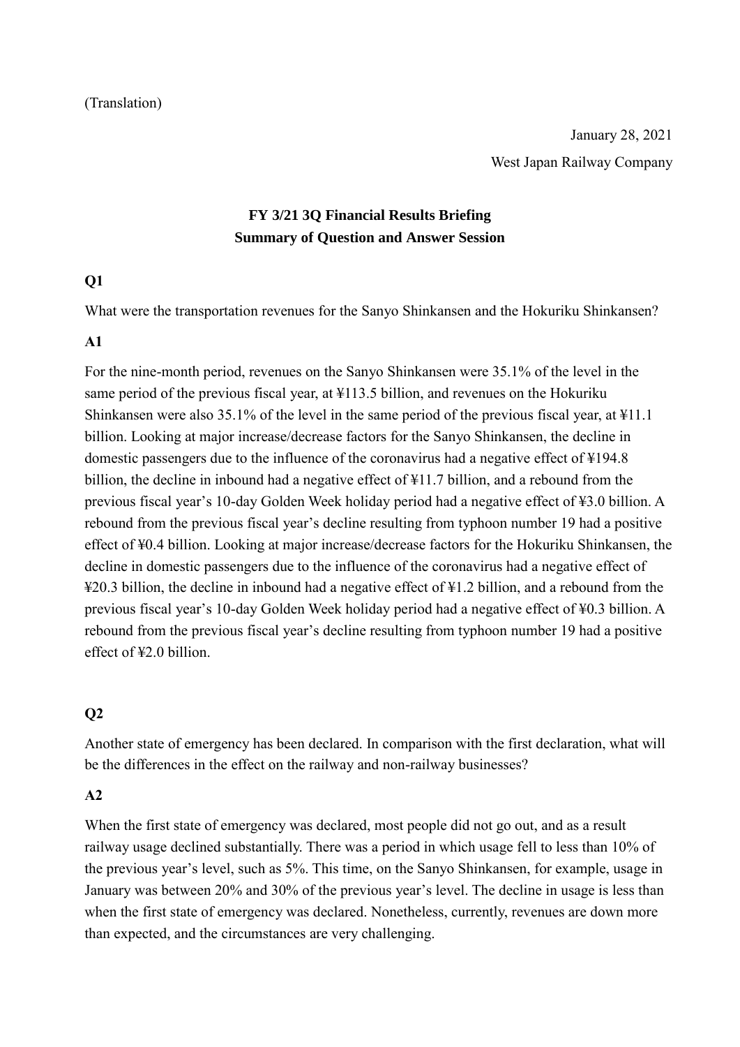(Translation)

January 28, 2021

West Japan Railway Company

## FY 3/21 3Q Financial Results Briefing
## Summary of Question and Answer Session

**Q1**

What were the transportation revenues for the Sanyo Shinkansen and the Hokuriku Shinkansen?

**A1**

For the nine-month period, revenues on the Sanyo Shinkansen were 35.1% of the level in the same period of the previous fiscal year, at ¥113.5 billion, and revenues on the Hokuriku Shinkansen were also 35.1% of the level in the same period of the previous fiscal year, at ¥11.1 billion. Looking at major increase/decrease factors for the Sanyo Shinkansen, the decline in domestic passengers due to the influence of the coronavirus had a negative effect of ¥194.8 billion, the decline in inbound had a negative effect of ¥11.7 billion, and a rebound from the previous fiscal year's 10-day Golden Week holiday period had a negative effect of ¥3.0 billion. A rebound from the previous fiscal year's decline resulting from typhoon number 19 had a positive effect of ¥0.4 billion. Looking at major increase/decrease factors for the Hokuriku Shinkansen, the decline in domestic passengers due to the influence of the coronavirus had a negative effect of ¥20.3 billion, the decline in inbound had a negative effect of ¥1.2 billion, and a rebound from the previous fiscal year's 10-day Golden Week holiday period had a negative effect of ¥0.3 billion. A rebound from the previous fiscal year's decline resulting from typhoon number 19 had a positive effect of ¥2.0 billion.

**Q2**

Another state of emergency has been declared. In comparison with the first declaration, what will be the differences in the effect on the railway and non-railway businesses?

**A2**

When the first state of emergency was declared, most people did not go out, and as a result railway usage declined substantially. There was a period in which usage fell to less than 10% of the previous year's level, such as 5%. This time, on the Sanyo Shinkansen, for example, usage in January was between 20% and 30% of the previous year's level. The decline in usage is less than when the first state of emergency was declared. Nonetheless, currently, revenues are down more than expected, and the circumstances are very challenging.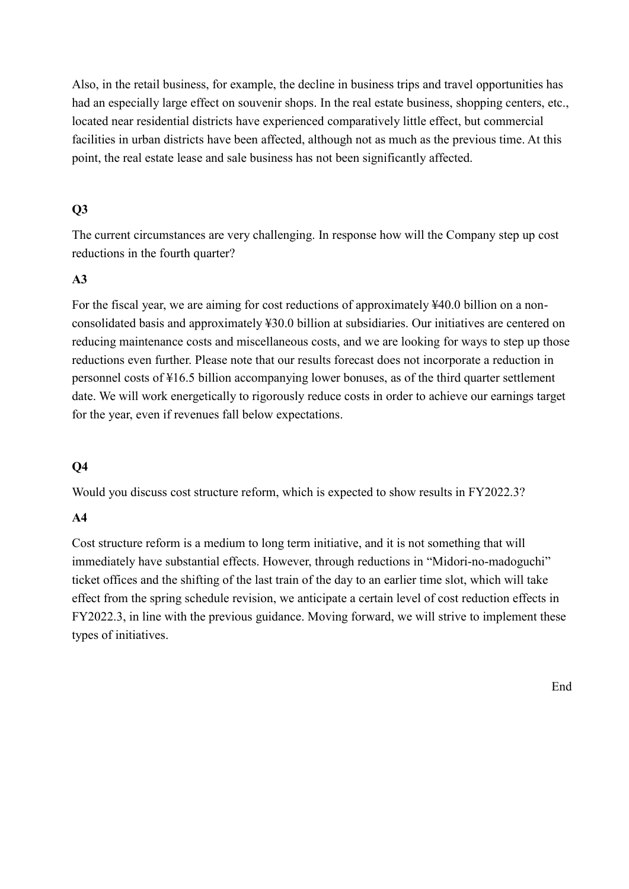Also, in the retail business, for example, the decline in business trips and travel opportunities has had an especially large effect on souvenir shops. In the real estate business, shopping centers, etc., located near residential districts have experienced comparatively little effect, but commercial facilities in urban districts have been affected, although not as much as the previous time. At this point, the real estate lease and sale business has not been significantly affected.

**Q3**

The current circumstances are very challenging. In response how will the Company step up cost reductions in the fourth quarter?

**A3**

For the fiscal year, we are aiming for cost reductions of approximately ¥40.0 billion on a non-consolidated basis and approximately ¥30.0 billion at subsidiaries. Our initiatives are centered on reducing maintenance costs and miscellaneous costs, and we are looking for ways to step up those reductions even further. Please note that our results forecast does not incorporate a reduction in personnel costs of ¥16.5 billion accompanying lower bonuses, as of the third quarter settlement date. We will work energetically to rigorously reduce costs in order to achieve our earnings target for the year, even if revenues fall below expectations.

**Q4**

Would you discuss cost structure reform, which is expected to show results in FY2022.3?

**A4**

Cost structure reform is a medium to long term initiative, and it is not something that will immediately have substantial effects. However, through reductions in "Midori-no-madoguchi" ticket offices and the shifting of the last train of the day to an earlier time slot, which will take effect from the spring schedule revision, we anticipate a certain level of cost reduction effects in FY2022.3, in line with the previous guidance. Moving forward, we will strive to implement these types of initiatives.

End